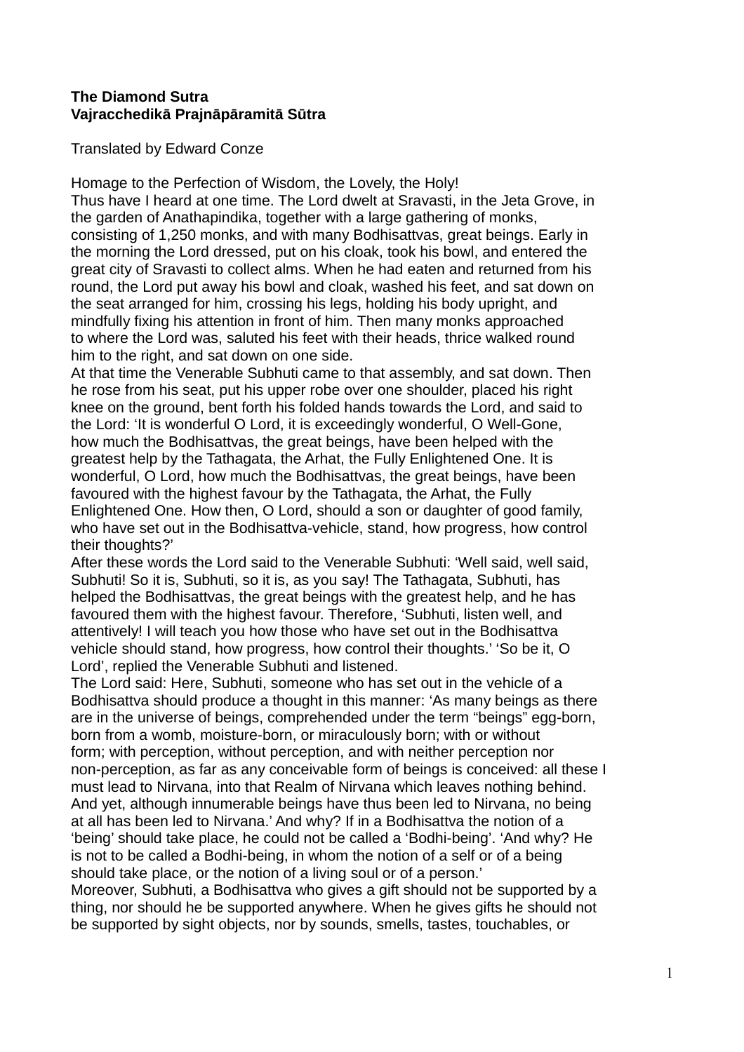**The Diamond Sutra**
**Vajracchedikā Prajnāpāramitā Sūtra**

Translated by Edward Conze

Homage to the Perfection of Wisdom, the Lovely, the Holy!
Thus have I heard at one time. The Lord dwelt at Sravasti, in the Jeta Grove, in the garden of Anathapindika, together with a large gathering of monks, consisting of 1,250 monks, and with many Bodhisattvas, great beings. Early in the morning the Lord dressed, put on his cloak, took his bowl, and entered the great city of Sravasti to collect alms. When he had eaten and returned from his round, the Lord put away his bowl and cloak, washed his feet, and sat down on the seat arranged for him, crossing his legs, holding his body upright, and mindfully fixing his attention in front of him. Then many monks approached to where the Lord was, saluted his feet with their heads, thrice walked round him to the right, and sat down on one side.
At that time the Venerable Subhuti came to that assembly, and sat down. Then he rose from his seat, put his upper robe over one shoulder, placed his right knee on the ground, bent forth his folded hands towards the Lord, and said to the Lord: 'It is wonderful O Lord, it is exceedingly wonderful, O Well-Gone, how much the Bodhisattvas, the great beings, have been helped with the greatest help by the Tathagata, the Arhat, the Fully Enlightened One. It is wonderful, O Lord, how much the Bodhisattvas, the great beings, have been favoured with the highest favour by the Tathagata, the Arhat, the Fully Enlightened One. How then, O Lord, should a son or daughter of good family, who have set out in the Bodhisattva-vehicle, stand, how progress, how control their thoughts?'
After these words the Lord said to the Venerable Subhuti: 'Well said, well said, Subhuti! So it is, Subhuti, so it is, as you say! The Tathagata, Subhuti, has helped the Bodhisattvas, the great beings with the greatest help, and he has favoured them with the highest favour. Therefore, 'Subhuti, listen well, and attentively! I will teach you how those who have set out in the Bodhisattva vehicle should stand, how progress, how control their thoughts.' 'So be it, O Lord', replied the Venerable Subhuti and listened.
The Lord said: Here, Subhuti, someone who has set out in the vehicle of a Bodhisattva should produce a thought in this manner: 'As many beings as there are in the universe of beings, comprehended under the term "beings" egg-born, born from a womb, moisture-born, or miraculously born; with or without form; with perception, without perception, and with neither perception nor non-perception, as far as any conceivable form of beings is conceived: all these I must lead to Nirvana, into that Realm of Nirvana which leaves nothing behind. And yet, although innumerable beings have thus been led to Nirvana, no being at all has been led to Nirvana.' And why? If in a Bodhisattva the notion of a 'being' should take place, he could not be called a 'Bodhi-being'. 'And why? He is not to be called a Bodhi-being, in whom the notion of a self or of a being should take place, or the notion of a living soul or of a person.'
Moreover, Subhuti, a Bodhisattva who gives a gift should not be supported by a thing, nor should he be supported anywhere. When he gives gifts he should not be supported by sight objects, nor by sounds, smells, tastes, touchables, or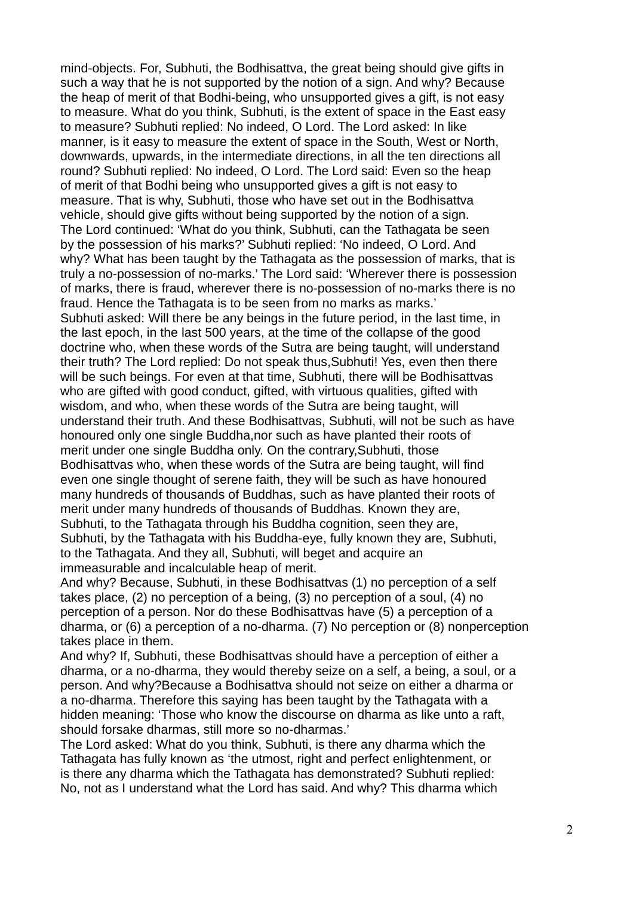mind-objects. For, Subhuti, the Bodhisattva, the great being should give gifts in such a way that he is not supported by the notion of a sign. And why? Because the heap of merit of that Bodhi-being, who unsupported gives a gift, is not easy to measure. What do you think, Subhuti, is the extent of space in the East easy to measure? Subhuti replied: No indeed, O Lord. The Lord asked: In like manner, is it easy to measure the extent of space in the South, West or North, downwards, upwards, in the intermediate directions, in all the ten directions all round? Subhuti replied: No indeed, O Lord. The Lord said: Even so the heap of merit of that Bodhi being who unsupported gives a gift is not easy to measure. That is why, Subhuti, those who have set out in the Bodhisattva vehicle, should give gifts without being supported by the notion of a sign.

The Lord continued: 'What do you think, Subhuti, can the Tathagata be seen by the possession of his marks?' Subhuti replied: 'No indeed, O Lord. And why? What has been taught by the Tathagata as the possession of marks, that is truly a no-possession of no-marks.' The Lord said: 'Wherever there is possession of marks, there is fraud, wherever there is no-possession of no-marks there is no fraud. Hence the Tathagata is to be seen from no marks as marks.'

Subhuti asked: Will there be any beings in the future period, in the last time, in the last epoch, in the last 500 years, at the time of the collapse of the good doctrine who, when these words of the Sutra are being taught, will understand their truth? The Lord replied: Do not speak thus,Subhuti! Yes, even then there will be such beings. For even at that time, Subhuti, there will be Bodhisattvas who are gifted with good conduct, gifted, with virtuous qualities, gifted with wisdom, and who, when these words of the Sutra are being taught, will understand their truth. And these Bodhisattvas, Subhuti, will not be such as have honoured only one single Buddha,nor such as have planted their roots of merit under one single Buddha only. On the contrary,Subhuti, those Bodhisattvas who, when these words of the Sutra are being taught, will find even one single thought of serene faith, they will be such as have honoured many hundreds of thousands of Buddhas, such as have planted their roots of merit under many hundreds of thousands of Buddhas. Known they are, Subhuti, to the Tathagata through his Buddha cognition, seen they are, Subhuti, by the Tathagata with his Buddha-eye, fully known they are, Subhuti, to the Tathagata. And they all, Subhuti, will beget and acquire an immeasurable and incalculable heap of merit.

And why? Because, Subhuti, in these Bodhisattvas (1) no perception of a self takes place, (2) no perception of a being, (3) no perception of a soul, (4) no perception of a person. Nor do these Bodhisattvas have (5) a perception of a dharma, or (6) a perception of a no-dharma. (7) No perception or (8) nonperception takes place in them.

And why? If, Subhuti, these Bodhisattvas should have a perception of either a dharma, or a no-dharma, they would thereby seize on a self, a being, a soul, or a person. And why?Because a Bodhisattva should not seize on either a dharma or a no-dharma. Therefore this saying has been taught by the Tathagata with a hidden meaning: 'Those who know the discourse on dharma as like unto a raft, should forsake dharmas, still more so no-dharmas.'

The Lord asked: What do you think, Subhuti, is there any dharma which the Tathagata has fully known as 'the utmost, right and perfect enlightenment, or is there any dharma which the Tathagata has demonstrated? Subhuti replied: No, not as I understand what the Lord has said. And why? This dharma which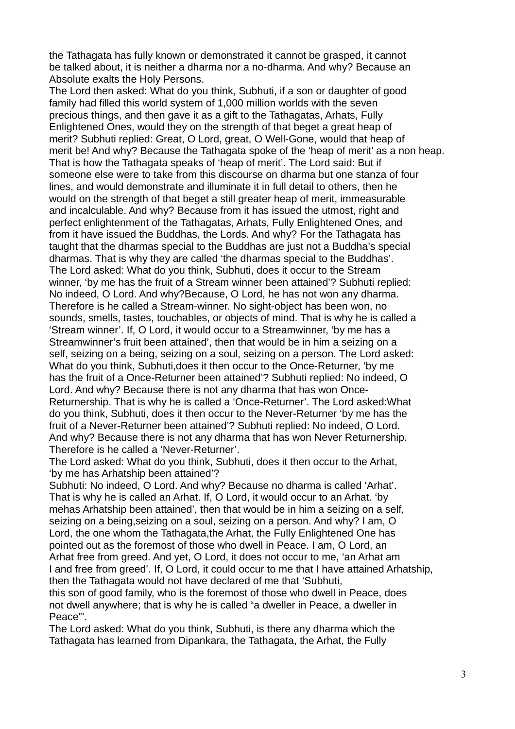the Tathagata has fully known or demonstrated it cannot be grasped, it cannot be talked about, it is neither a dharma nor a no-dharma. And why? Because an Absolute exalts the Holy Persons.

The Lord then asked: What do you think, Subhuti, if a son or daughter of good family had filled this world system of 1,000 million worlds with the seven precious things, and then gave it as a gift to the Tathagatas, Arhats, Fully Enlightened Ones, would they on the strength of that beget a great heap of merit? Subhuti replied: Great, O Lord, great, O Well-Gone, would that heap of merit be! And why? Because the Tathagata spoke of the 'heap of merit' as a non heap. That is how the Tathagata speaks of 'heap of merit'. The Lord said: But if someone else were to take from this discourse on dharma but one stanza of four lines, and would demonstrate and illuminate it in full detail to others, then he would on the strength of that beget a still greater heap of merit, immeasurable and incalculable. And why? Because from it has issued the utmost, right and perfect enlightenment of the Tathagatas, Arhats, Fully Enlightened Ones, and from it have issued the Buddhas, the Lords. And why? For the Tathagata has taught that the dharmas special to the Buddhas are just not a Buddha's special dharmas. That is why they are called 'the dharmas special to the Buddhas'.

The Lord asked: What do you think, Subhuti, does it occur to the Stream winner, 'by me has the fruit of a Stream winner been attained'? Subhuti replied: No indeed, O Lord. And why?Because, O Lord, he has not won any dharma. Therefore is he called a Stream-winner. No sight-object has been won, no sounds, smells, tastes, touchables, or objects of mind. That is why he is called a 'Stream winner'. If, O Lord, it would occur to a Streamwinner, 'by me has a Streamwinner's fruit been attained', then that would be in him a seizing on a self, seizing on a being, seizing on a soul, seizing on a person. The Lord asked: What do you think, Subhuti,does it then occur to the Once-Returner, 'by me has the fruit of a Once-Returner been attained'? Subhuti replied: No indeed, O Lord. And why? Because there is not any dharma that has won Once-Returnership. That is why he is called a 'Once-Returner'. The Lord asked:What do you think, Subhuti, does it then occur to the Never-Returner 'by me has the fruit of a Never-Returner been attained'? Subhuti replied: No indeed, O Lord. And why? Because there is not any dharma that has won Never Returnership. Therefore is he called a 'Never-Returner'.

The Lord asked: What do you think, Subhuti, does it then occur to the Arhat, 'by me has Arhatship been attained'?

Subhuti: No indeed, O Lord. And why? Because no dharma is called 'Arhat'. That is why he is called an Arhat. If, O Lord, it would occur to an Arhat. 'by mehas Arhatship been attained', then that would be in him a seizing on a self, seizing on a being,seizing on a soul, seizing on a person. And why? I am, O Lord, the one whom the Tathagata,the Arhat, the Fully Enlightened One has pointed out as the foremost of those who dwell in Peace. I am, O Lord, an Arhat free from greed. And yet, O Lord, it does not occur to me, 'an Arhat am I and free from greed'. If, O Lord, it could occur to me that I have attained Arhatship, then the Tathagata would not have declared of me that 'Subhuti, this son of good family, who is the foremost of those who dwell in Peace, does not dwell anywhere; that is why he is called "a dweller in Peace, a dweller in Peace"'.

The Lord asked: What do you think, Subhuti, is there any dharma which the Tathagata has learned from Dipankara, the Tathagata, the Arhat, the Fully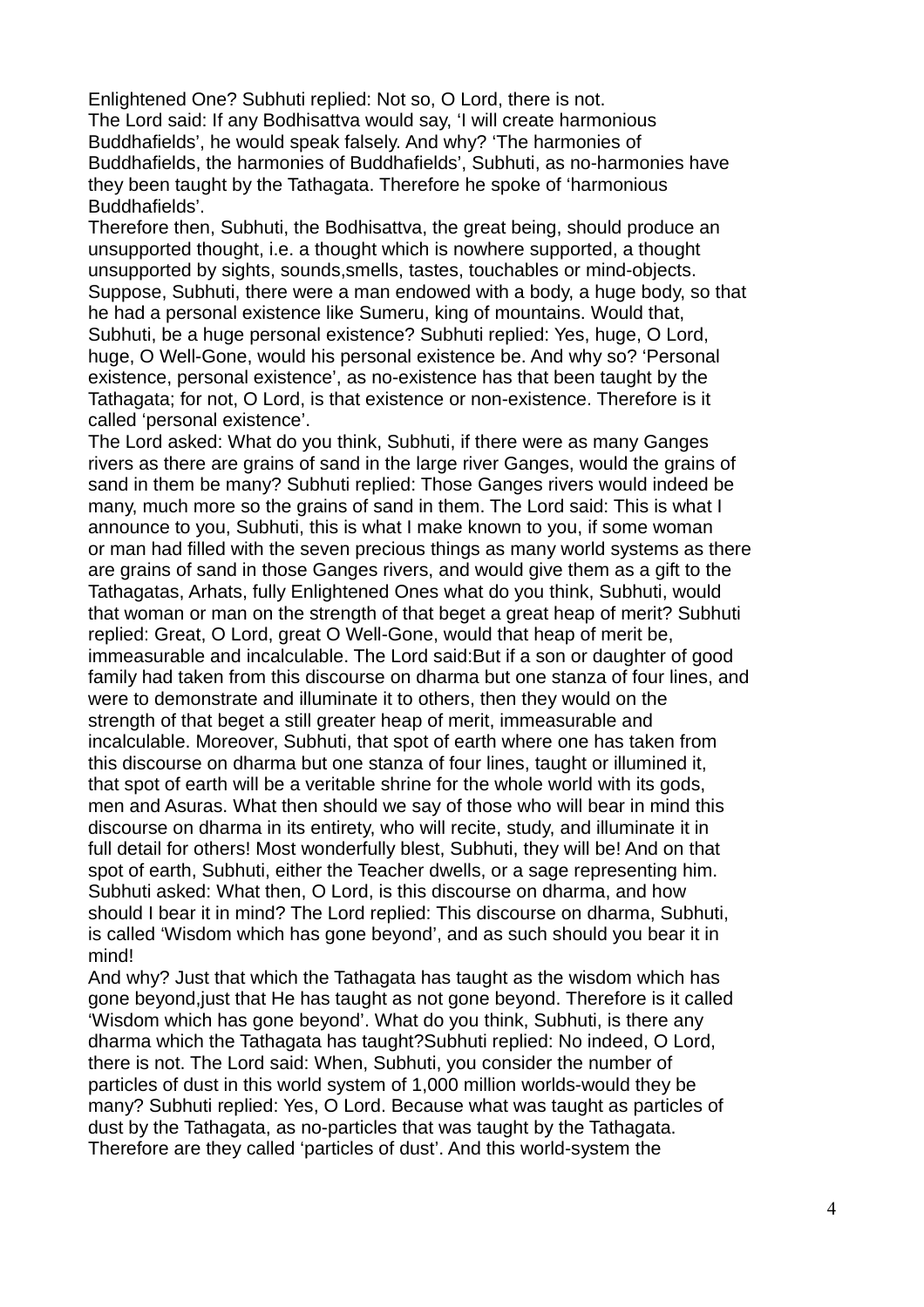Enlightened One? Subhuti replied: Not so, O Lord, there is not.
The Lord said: If any Bodhisattva would say, 'I will create harmonious Buddhafields', he would speak falsely. And why? 'The harmonies of Buddhafields, the harmonies of Buddhafields', Subhuti, as no-harmonies have they been taught by the Tathagata. Therefore he spoke of 'harmonious Buddhafields'.
Therefore then, Subhuti, the Bodhisattva, the great being, should produce an unsupported thought, i.e. a thought which is nowhere supported, a thought unsupported by sights, sounds,smells, tastes, touchables or mind-objects.
Suppose, Subhuti, there were a man endowed with a body, a huge body, so that he had a personal existence like Sumeru, king of mountains. Would that, Subhuti, be a huge personal existence? Subhuti replied: Yes, huge, O Lord, huge, O Well-Gone, would his personal existence be. And why so? 'Personal existence, personal existence', as no-existence has that been taught by the Tathagata; for not, O Lord, is that existence or non-existence. Therefore is it called 'personal existence'.
The Lord asked: What do you think, Subhuti, if there were as many Ganges rivers as there are grains of sand in the large river Ganges, would the grains of sand in them be many? Subhuti replied: Those Ganges rivers would indeed be many, much more so the grains of sand in them. The Lord said: This is what I announce to you, Subhuti, this is what I make known to you, if some woman or man had filled with the seven precious things as many world systems as there are grains of sand in those Ganges rivers, and would give them as a gift to the Tathagatas, Arhats, fully Enlightened Ones what do you think, Subhuti, would that woman or man on the strength of that beget a great heap of merit? Subhuti replied: Great, O Lord, great O Well-Gone, would that heap of merit be, immeasurable and incalculable. The Lord said:But if a son or daughter of good family had taken from this discourse on dharma but one stanza of four lines, and were to demonstrate and illuminate it to others, then they would on the strength of that beget a still greater heap of merit, immeasurable and incalculable. Moreover, Subhuti, that spot of earth where one has taken from this discourse on dharma but one stanza of four lines, taught or illumined it, that spot of earth will be a veritable shrine for the whole world with its gods, men and Asuras. What then should we say of those who will bear in mind this discourse on dharma in its entirety, who will recite, study, and illuminate it in full detail for others! Most wonderfully blest, Subhuti, they will be! And on that spot of earth, Subhuti, either the Teacher dwells, or a sage representing him. Subhuti asked: What then, O Lord, is this discourse on dharma, and how should I bear it in mind? The Lord replied: This discourse on dharma, Subhuti, is called 'Wisdom which has gone beyond', and as such should you bear it in mind!
And why? Just that which the Tathagata has taught as the wisdom which has gone beyond,just that He has taught as not gone beyond. Therefore is it called 'Wisdom which has gone beyond'. What do you think, Subhuti, is there any dharma which the Tathagata has taught?Subhuti replied: No indeed, O Lord, there is not. The Lord said: When, Subhuti, you consider the number of particles of dust in this world system of 1,000 million worlds-would they be many? Subhuti replied: Yes, O Lord. Because what was taught as particles of dust by the Tathagata, as no-particles that was taught by the Tathagata. Therefore are they called 'particles of dust'. And this world-system the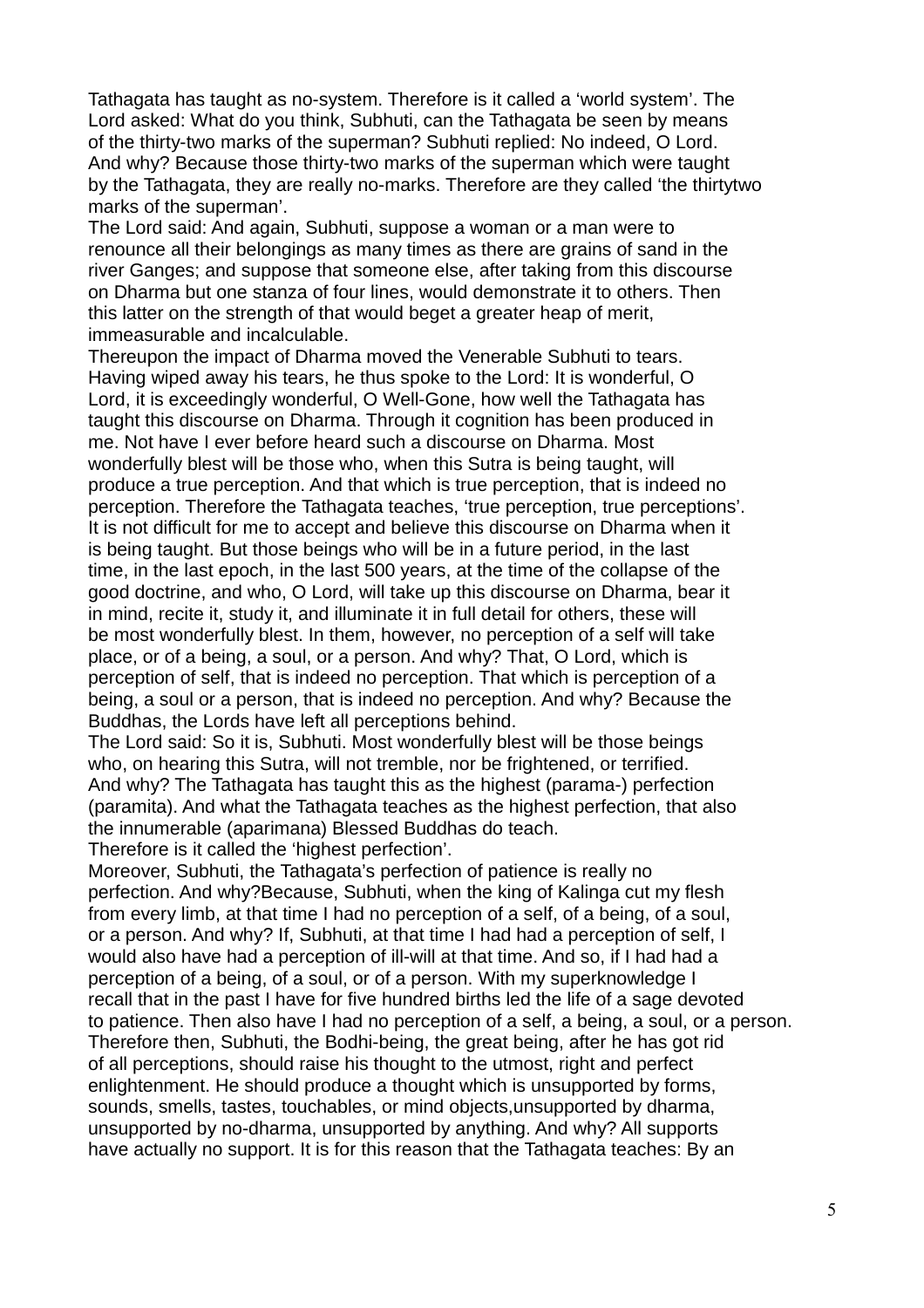Tathagata has taught as no-system. Therefore is it called a ‘world system’. The Lord asked: What do you think, Subhuti, can the Tathagata be seen by means of the thirty-two marks of the superman? Subhuti replied: No indeed, O Lord. And why? Because those thirty-two marks of the superman which were taught by the Tathagata, they are really no-marks. Therefore are they called ‘the thirtytwo marks of the superman’.

The Lord said: And again, Subhuti, suppose a woman or a man were to renounce all their belongings as many times as there are grains of sand in the river Ganges; and suppose that someone else, after taking from this discourse on Dharma but one stanza of four lines, would demonstrate it to others. Then this latter on the strength of that would beget a greater heap of merit, immeasurable and incalculable.

Thereupon the impact of Dharma moved the Venerable Subhuti to tears. Having wiped away his tears, he thus spoke to the Lord: It is wonderful, O Lord, it is exceedingly wonderful, O Well-Gone, how well the Tathagata has taught this discourse on Dharma. Through it cognition has been produced in me. Not have I ever before heard such a discourse on Dharma. Most wonderfully blest will be those who, when this Sutra is being taught, will produce a true perception. And that which is true perception, that is indeed no perception. Therefore the Tathagata teaches, ‘true perception, true perceptions’. It is not difficult for me to accept and believe this discourse on Dharma when it is being taught. But those beings who will be in a future period, in the last time, in the last epoch, in the last 500 years, at the time of the collapse of the good doctrine, and who, O Lord, will take up this discourse on Dharma, bear it in mind, recite it, study it, and illuminate it in full detail for others, these will be most wonderfully blest. In them, however, no perception of a self will take place, or of a being, a soul, or a person. And why? That, O Lord, which is perception of self, that is indeed no perception. That which is perception of a being, a soul or a person, that is indeed no perception. And why? Because the Buddhas, the Lords have left all perceptions behind.

The Lord said: So it is, Subhuti. Most wonderfully blest will be those beings who, on hearing this Sutra, will not tremble, nor be frightened, or terrified. And why? The Tathagata has taught this as the highest (parama-) perfection (paramita). And what the Tathagata teaches as the highest perfection, that also the innumerable (aparimana) Blessed Buddhas do teach.

Therefore is it called the ‘highest perfection’.

Moreover, Subhuti, the Tathagata’s perfection of patience is really no perfection. And why?Because, Subhuti, when the king of Kalinga cut my flesh from every limb, at that time I had no perception of a self, of a being, of a soul, or a person. And why? If, Subhuti, at that time I had had a perception of self, I would also have had a perception of ill-will at that time. And so, if I had had a perception of a being, of a soul, or of a person. With my superknowledge I recall that in the past I have for five hundred births led the life of a sage devoted to patience. Then also have I had no perception of a self, a being, a soul, or a person. Therefore then, Subhuti, the Bodhi-being, the great being, after he has got rid of all perceptions, should raise his thought to the utmost, right and perfect enlightenment. He should produce a thought which is unsupported by forms, sounds, smells, tastes, touchables, or mind objects,unsupported by dharma, unsupported by no-dharma, unsupported by anything. And why? All supports have actually no support. It is for this reason that the Tathagata teaches: By an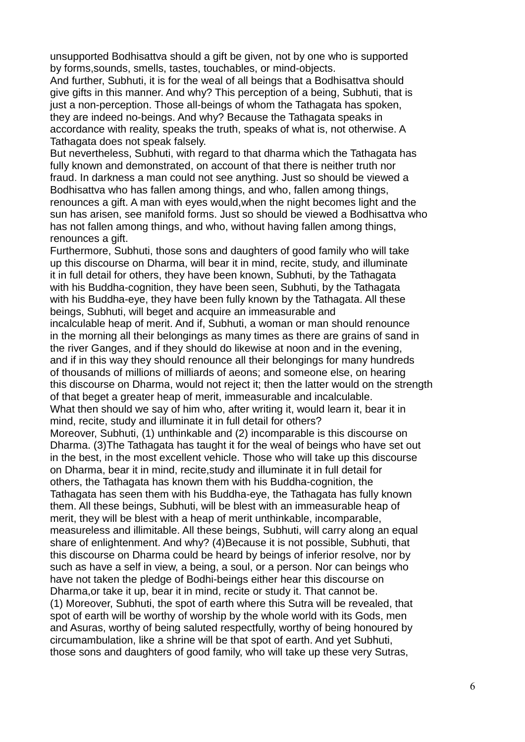unsupported Bodhisattva should a gift be given, not by one who is supported by forms,sounds, smells, tastes, touchables, or mind-objects.

And further, Subhuti, it is for the weal of all beings that a Bodhisattva should give gifts in this manner. And why? This perception of a being, Subhuti, that is just a non-perception. Those all-beings of whom the Tathagata has spoken, they are indeed no-beings. And why? Because the Tathagata speaks in accordance with reality, speaks the truth, speaks of what is, not otherwise. A Tathagata does not speak falsely.

But nevertheless, Subhuti, with regard to that dharma which the Tathagata has fully known and demonstrated, on account of that there is neither truth nor fraud. In darkness a man could not see anything. Just so should be viewed a Bodhisattva who has fallen among things, and who, fallen among things, renounces a gift. A man with eyes would,when the night becomes light and the sun has arisen, see manifold forms. Just so should be viewed a Bodhisattva who has not fallen among things, and who, without having fallen among things, renounces a gift.

Furthermore, Subhuti, those sons and daughters of good family who will take up this discourse on Dharma, will bear it in mind, recite, study, and illuminate it in full detail for others, they have been known, Subhuti, by the Tathagata with his Buddha-cognition, they have been seen, Subhuti, by the Tathagata with his Buddha-eye, they have been fully known by the Tathagata. All these beings, Subhuti, will beget and acquire an immeasurable and incalculable heap of merit. And if, Subhuti, a woman or man should renounce in the morning all their belongings as many times as there are grains of sand in the river Ganges, and if they should do likewise at noon and in the evening, and if in this way they should renounce all their belongings for many hundreds of thousands of millions of milliards of aeons; and someone else, on hearing this discourse on Dharma, would not reject it; then the latter would on the strength of that beget a greater heap of merit, immeasurable and incalculable.

What then should we say of him who, after writing it, would learn it, bear it in mind, recite, study and illuminate it in full detail for others?

Moreover, Subhuti, (1) unthinkable and (2) incomparable is this discourse on Dharma. (3)The Tathagata has taught it for the weal of beings who have set out in the best, in the most excellent vehicle. Those who will take up this discourse on Dharma, bear it in mind, recite,study and illuminate it in full detail for others, the Tathagata has known them with his Buddha-cognition, the Tathagata has seen them with his Buddha-eye, the Tathagata has fully known them. All these beings, Subhuti, will be blest with an immeasurable heap of merit, they will be blest with a heap of merit unthinkable, incomparable, measureless and illimitable. All these beings, Subhuti, will carry along an equal share of enlightenment. And why? (4)Because it is not possible, Subhuti, that this discourse on Dharma could be heard by beings of inferior resolve, nor by such as have a self in view, a being, a soul, or a person. Nor can beings who have not taken the pledge of Bodhi-beings either hear this discourse on Dharma,or take it up, bear it in mind, recite or study it. That cannot be.

(1) Moreover, Subhuti, the spot of earth where this Sutra will be revealed, that spot of earth will be worthy of worship by the whole world with its Gods, men and Asuras, worthy of being saluted respectfully, worthy of being honoured by circumambulation, like a shrine will be that spot of earth. And yet Subhuti, those sons and daughters of good family, who will take up these very Sutras,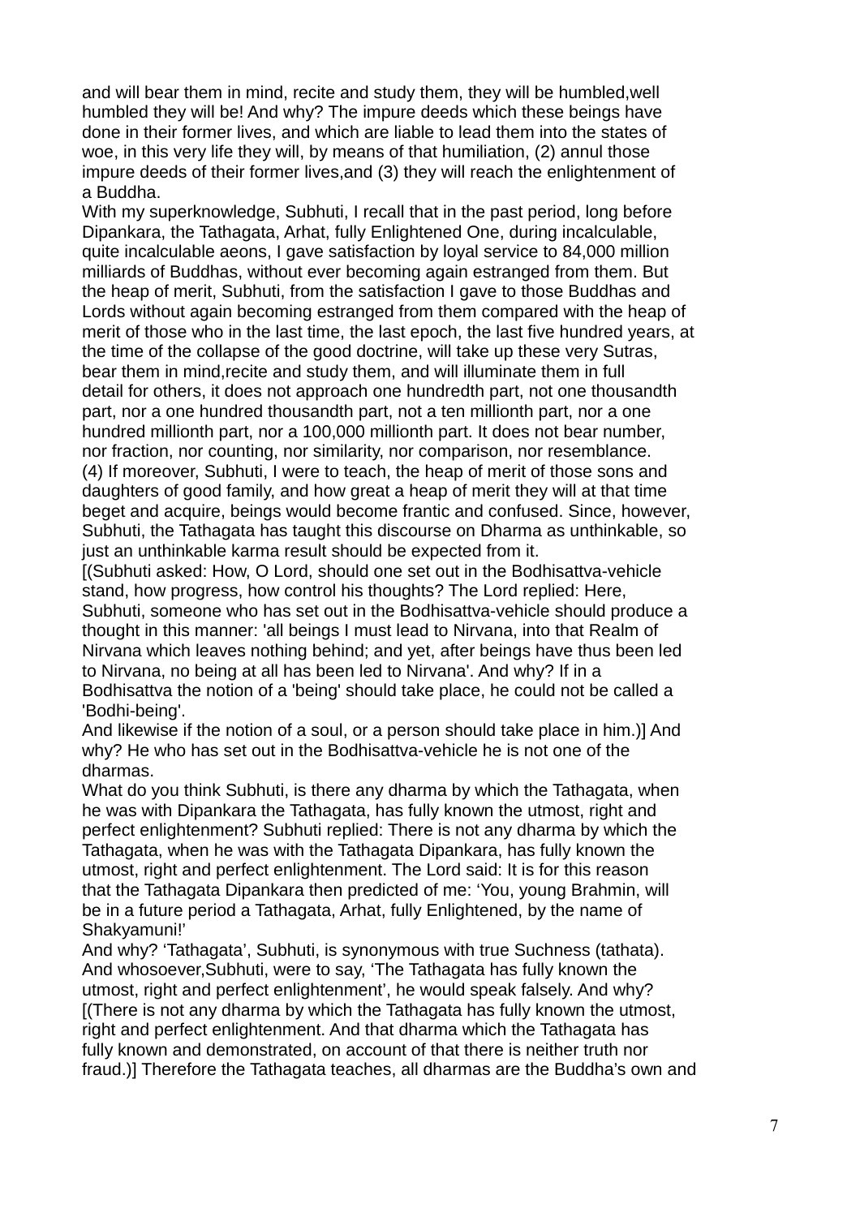and will bear them in mind, recite and study them, they will be humbled,well humbled they will be! And why? The impure deeds which these beings have done in their former lives, and which are liable to lead them into the states of woe, in this very life they will, by means of that humiliation, (2) annul those impure deeds of their former lives,and (3) they will reach the enlightenment of a Buddha.

With my superknowledge, Subhuti, I recall that in the past period, long before Dipankara, the Tathagata, Arhat, fully Enlightened One, during incalculable, quite incalculable aeons, I gave satisfaction by loyal service to 84,000 million milliards of Buddhas, without ever becoming again estranged from them. But the heap of merit, Subhuti, from the satisfaction I gave to those Buddhas and Lords without again becoming estranged from them compared with the heap of merit of those who in the last time, the last epoch, the last five hundred years, at the time of the collapse of the good doctrine, will take up these very Sutras, bear them in mind,recite and study them, and will illuminate them in full detail for others, it does not approach one hundredth part, not one thousandth part, nor a one hundred thousandth part, not a ten millionth part, nor a one hundred millionth part, nor a 100,000 millionth part. It does not bear number, nor fraction, nor counting, nor similarity, nor comparison, nor resemblance.

(4) If moreover, Subhuti, I were to teach, the heap of merit of those sons and daughters of good family, and how great a heap of merit they will at that time beget and acquire, beings would become frantic and confused. Since, however, Subhuti, the Tathagata has taught this discourse on Dharma as unthinkable, so just an unthinkable karma result should be expected from it.

[(Subhuti asked: How, O Lord, should one set out in the Bodhisattva-vehicle stand, how progress, how control his thoughts? The Lord replied: Here, Subhuti, someone who has set out in the Bodhisattva-vehicle should produce a thought in this manner: 'all beings I must lead to Nirvana, into that Realm of Nirvana which leaves nothing behind; and yet, after beings have thus been led to Nirvana, no being at all has been led to Nirvana'. And why? If in a Bodhisattva the notion of a 'being' should take place, he could not be called a 'Bodhi-being'.

And likewise if the notion of a soul, or a person should take place in him.)] And why? He who has set out in the Bodhisattva-vehicle he is not one of the dharmas.

What do you think Subhuti, is there any dharma by which the Tathagata, when he was with Dipankara the Tathagata, has fully known the utmost, right and perfect enlightenment? Subhuti replied: There is not any dharma by which the Tathagata, when he was with the Tathagata Dipankara, has fully known the utmost, right and perfect enlightenment. The Lord said: It is for this reason that the Tathagata Dipankara then predicted of me: 'You, young Brahmin, will be in a future period a Tathagata, Arhat, fully Enlightened, by the name of Shakyamuni!'

And why? 'Tathagata', Subhuti, is synonymous with true Suchness (tathata). And whosoever,Subhuti, were to say, 'The Tathagata has fully known the utmost, right and perfect enlightenment', he would speak falsely. And why? [(There is not any dharma by which the Tathagata has fully known the utmost, right and perfect enlightenment. And that dharma which the Tathagata has fully known and demonstrated, on account of that there is neither truth nor fraud.)] Therefore the Tathagata teaches, all dharmas are the Buddha's own and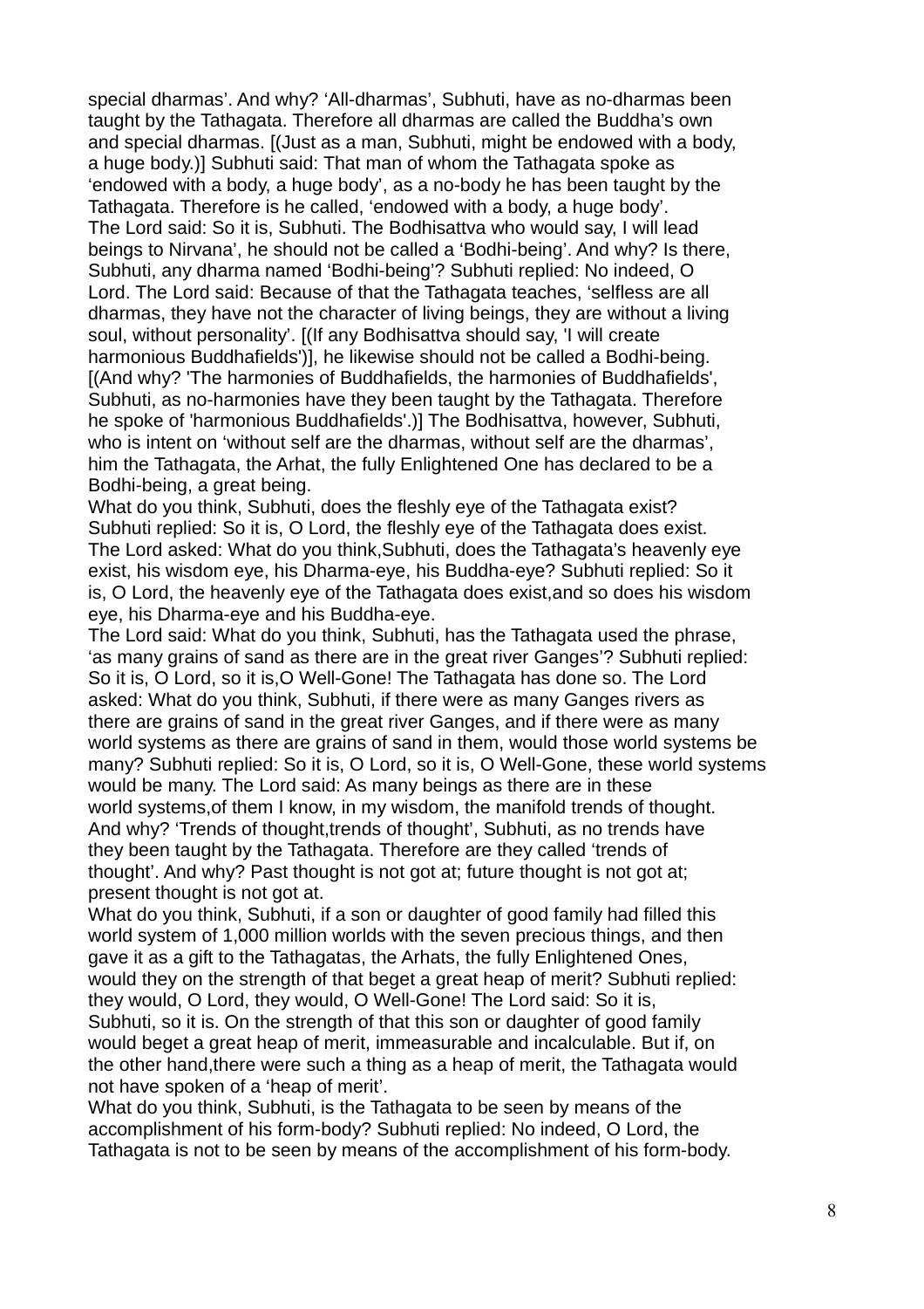special dharmas'. And why? 'All-dharmas', Subhuti, have as no-dharmas been taught by the Tathagata. Therefore all dharmas are called the Buddha's own and special dharmas. [(Just as a man, Subhuti, might be endowed with a body, a huge body.)] Subhuti said: That man of whom the Tathagata spoke as 'endowed with a body, a huge body', as a no-body he has been taught by the Tathagata. Therefore is he called, 'endowed with a body, a huge body'.

The Lord said: So it is, Subhuti. The Bodhisattva who would say, I will lead beings to Nirvana', he should not be called a 'Bodhi-being'. And why? Is there, Subhuti, any dharma named 'Bodhi-being'? Subhuti replied: No indeed, O Lord. The Lord said: Because of that the Tathagata teaches, 'selfless are all dharmas, they have not the character of living beings, they are without a living soul, without personality'. [(If any Bodhisattva should say, 'I will create harmonious Buddhafields')], he likewise should not be called a Bodhi-being. [(And why? 'The harmonies of Buddhafields, the harmonies of Buddhafields', Subhuti, as no-harmonies have they been taught by the Tathagata. Therefore he spoke of 'harmonious Buddhafields'.)] The Bodhisattva, however, Subhuti, who is intent on 'without self are the dharmas, without self are the dharmas', him the Tathagata, the Arhat, the fully Enlightened One has declared to be a Bodhi-being, a great being.

What do you think, Subhuti, does the fleshly eye of the Tathagata exist? Subhuti replied: So it is, O Lord, the fleshly eye of the Tathagata does exist. The Lord asked: What do you think,Subhuti, does the Tathagata's heavenly eye exist, his wisdom eye, his Dharma-eye, his Buddha-eye? Subhuti replied: So it is, O Lord, the heavenly eye of the Tathagata does exist,and so does his wisdom eye, his Dharma-eye and his Buddha-eye.

The Lord said: What do you think, Subhuti, has the Tathagata used the phrase, 'as many grains of sand as there are in the great river Ganges'? Subhuti replied: So it is, O Lord, so it is,O Well-Gone! The Tathagata has done so. The Lord asked: What do you think, Subhuti, if there were as many Ganges rivers as there are grains of sand in the great river Ganges, and if there were as many world systems as there are grains of sand in them, would those world systems be many? Subhuti replied: So it is, O Lord, so it is, O Well-Gone, these world systems would be many. The Lord said: As many beings as there are in these world systems,of them I know, in my wisdom, the manifold trends of thought. And why? 'Trends of thought,trends of thought', Subhuti, as no trends have they been taught by the Tathagata. Therefore are they called 'trends of thought'. And why? Past thought is not got at; future thought is not got at; present thought is not got at.

What do you think, Subhuti, if a son or daughter of good family had filled this world system of 1,000 million worlds with the seven precious things, and then gave it as a gift to the Tathagatas, the Arhats, the fully Enlightened Ones, would they on the strength of that beget a great heap of merit? Subhuti replied: they would, O Lord, they would, O Well-Gone! The Lord said: So it is, Subhuti, so it is. On the strength of that this son or daughter of good family would beget a great heap of merit, immeasurable and incalculable. But if, on the other hand,there were such a thing as a heap of merit, the Tathagata would not have spoken of a 'heap of merit'.

What do you think, Subhuti, is the Tathagata to be seen by means of the accomplishment of his form-body? Subhuti replied: No indeed, O Lord, the Tathagata is not to be seen by means of the accomplishment of his form-body.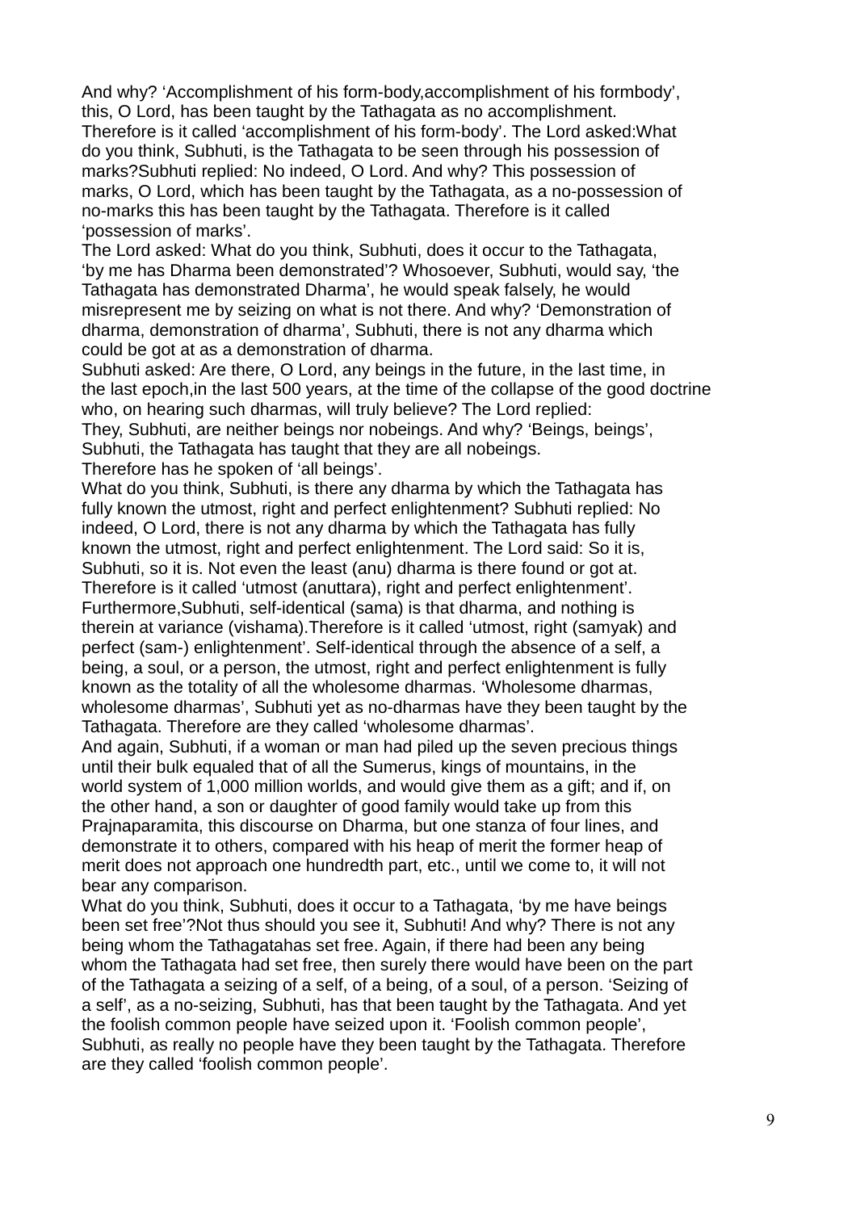And why? ‘Accomplishment of his form-body,accomplishment of his formbody’, this, O Lord, has been taught by the Tathagata as no accomplishment. Therefore is it called ‘accomplishment of his form-body’. The Lord asked:What do you think, Subhuti, is the Tathagata to be seen through his possession of marks?Subhuti replied: No indeed, O Lord. And why? This possession of marks, O Lord, which has been taught by the Tathagata, as a no-possession of no-marks this has been taught by the Tathagata. Therefore is it called ‘possession of marks’.

The Lord asked: What do you think, Subhuti, does it occur to the Tathagata, ‘by me has Dharma been demonstrated’? Whosoever, Subhuti, would say, ‘the Tathagata has demonstrated Dharma’, he would speak falsely, he would misrepresent me by seizing on what is not there. And why? ‘Demonstration of dharma, demonstration of dharma’, Subhuti, there is not any dharma which could be got at as a demonstration of dharma.

Subhuti asked: Are there, O Lord, any beings in the future, in the last time, in the last epoch,in the last 500 years, at the time of the collapse of the good doctrine who, on hearing such dharmas, will truly believe? The Lord replied:

They, Subhuti, are neither beings nor nobeings. And why? ‘Beings, beings’, Subhuti, the Tathagata has taught that they are all nobeings.

Therefore has he spoken of ‘all beings’.

What do you think, Subhuti, is there any dharma by which the Tathagata has fully known the utmost, right and perfect enlightenment? Subhuti replied: No indeed, O Lord, there is not any dharma by which the Tathagata has fully known the utmost, right and perfect enlightenment. The Lord said: So it is, Subhuti, so it is. Not even the least (anu) dharma is there found or got at. Therefore is it called ‘utmost (anuttara), right and perfect enlightenment’. Furthermore,Subhuti, self-identical (sama) is that dharma, and nothing is therein at variance (vishama).Therefore is it called ‘utmost, right (samyak) and perfect (sam-) enlightenment’. Self-identical through the absence of a self, a being, a soul, or a person, the utmost, right and perfect enlightenment is fully known as the totality of all the wholesome dharmas. ‘Wholesome dharmas, wholesome dharmas’, Subhuti yet as no-dharmas have they been taught by the Tathagata. Therefore are they called ‘wholesome dharmas’.

And again, Subhuti, if a woman or man had piled up the seven precious things until their bulk equaled that of all the Sumerus, kings of mountains, in the world system of 1,000 million worlds, and would give them as a gift; and if, on the other hand, a son or daughter of good family would take up from this Prajnaparamita, this discourse on Dharma, but one stanza of four lines, and demonstrate it to others, compared with his heap of merit the former heap of merit does not approach one hundredth part, etc., until we come to, it will not bear any comparison.

What do you think, Subhuti, does it occur to a Tathagata, ‘by me have beings been set free’?Not thus should you see it, Subhuti! And why? There is not any being whom the Tathagatahas set free. Again, if there had been any being whom the Tathagata had set free, then surely there would have been on the part of the Tathagata a seizing of a self, of a being, of a soul, of a person. ‘Seizing of a self’, as a no-seizing, Subhuti, has that been taught by the Tathagata. And yet the foolish common people have seized upon it. ‘Foolish common people’, Subhuti, as really no people have they been taught by the Tathagata. Therefore are they called ‘foolish common people’.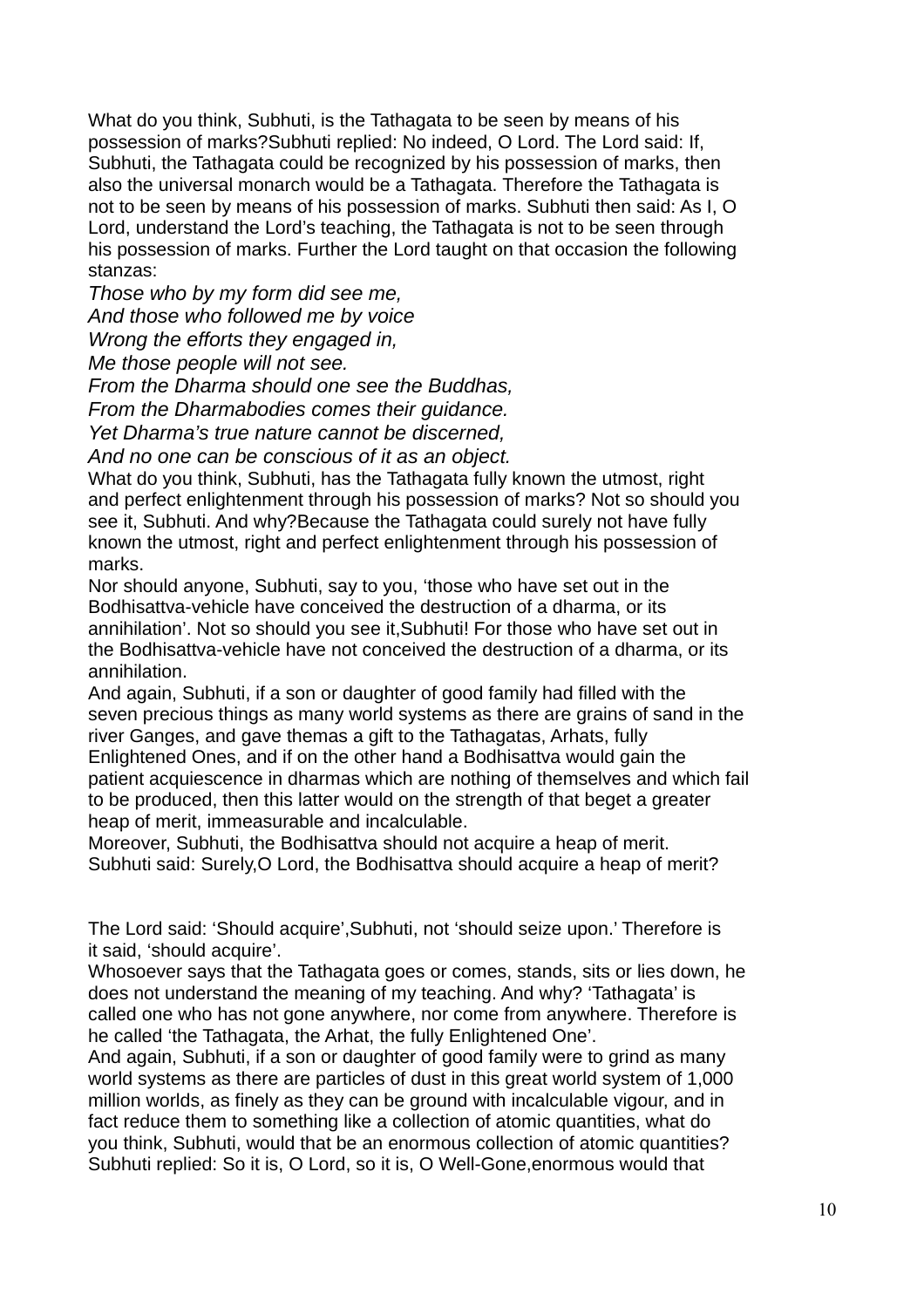What do you think, Subhuti, is the Tathagata to be seen by means of his possession of marks?Subhuti replied: No indeed, O Lord. The Lord said: If, Subhuti, the Tathagata could be recognized by his possession of marks, then also the universal monarch would be a Tathagata. Therefore the Tathagata is not to be seen by means of his possession of marks. Subhuti then said: As I, O Lord, understand the Lord's teaching, the Tathagata is not to be seen through his possession of marks. Further the Lord taught on that occasion the following stanzas:

*Those who by my form did see me,*
*And those who followed me by voice*
*Wrong the efforts they engaged in,*
*Me those people will not see.*
*From the Dharma should one see the Buddhas,*
*From the Dharmabodies comes their guidance.*
*Yet Dharma's true nature cannot be discerned,*
*And no one can be conscious of it as an object.*

What do you think, Subhuti, has the Tathagata fully known the utmost, right and perfect enlightenment through his possession of marks? Not so should you see it, Subhuti. And why?Because the Tathagata could surely not have fully known the utmost, right and perfect enlightenment through his possession of marks.

Nor should anyone, Subhuti, say to you, 'those who have set out in the Bodhisattva-vehicle have conceived the destruction of a dharma, or its annihilation'. Not so should you see it,Subhuti! For those who have set out in the Bodhisattva-vehicle have not conceived the destruction of a dharma, or its annihilation.

And again, Subhuti, if a son or daughter of good family had filled with the seven precious things as many world systems as there are grains of sand in the river Ganges, and gave themas a gift to the Tathagatas, Arhats, fully Enlightened Ones, and if on the other hand a Bodhisattva would gain the patient acquiescence in dharmas which are nothing of themselves and which fail to be produced, then this latter would on the strength of that beget a greater heap of merit, immeasurable and incalculable.

Moreover, Subhuti, the Bodhisattva should not acquire a heap of merit. Subhuti said: Surely,O Lord, the Bodhisattva should acquire a heap of merit?

The Lord said: 'Should acquire',Subhuti, not 'should seize upon.' Therefore is it said, 'should acquire'.

Whosoever says that the Tathagata goes or comes, stands, sits or lies down, he does not understand the meaning of my teaching. And why? 'Tathagata' is called one who has not gone anywhere, nor come from anywhere. Therefore is he called 'the Tathagata, the Arhat, the fully Enlightened One'.

And again, Subhuti, if a son or daughter of good family were to grind as many world systems as there are particles of dust in this great world system of 1,000 million worlds, as finely as they can be ground with incalculable vigour, and in fact reduce them to something like a collection of atomic quantities, what do you think, Subhuti, would that be an enormous collection of atomic quantities? Subhuti replied: So it is, O Lord, so it is, O Well-Gone,enormous would that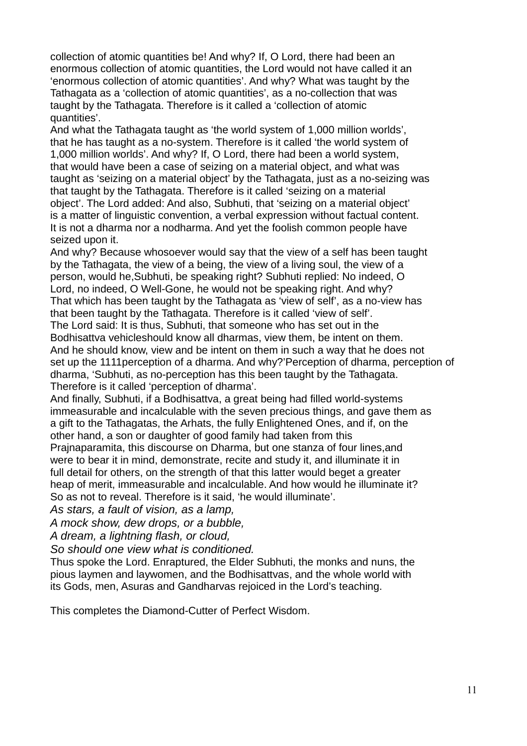collection of atomic quantities be! And why? If, O Lord, there had been an enormous collection of atomic quantities, the Lord would not have called it an 'enormous collection of atomic quantities'. And why? What was taught by the Tathagata as a 'collection of atomic quantities', as a no-collection that was taught by the Tathagata. Therefore is it called a 'collection of atomic quantities'.

And what the Tathagata taught as 'the world system of 1,000 million worlds', that he has taught as a no-system. Therefore is it called 'the world system of 1,000 million worlds'. And why? If, O Lord, there had been a world system, that would have been a case of seizing on a material object, and what was taught as 'seizing on a material object' by the Tathagata, just as a no-seizing was that taught by the Tathagata. Therefore is it called 'seizing on a material object'. The Lord added: And also, Subhuti, that 'seizing on a material object' is a matter of linguistic convention, a verbal expression without factual content. It is not a dharma nor a nodharma. And yet the foolish common people have seized upon it.

And why? Because whosoever would say that the view of a self has been taught by the Tathagata, the view of a being, the view of a living soul, the view of a person, would he,Subhuti, be speaking right? Subhuti replied: No indeed, O Lord, no indeed, O Well-Gone, he would not be speaking right. And why? That which has been taught by the Tathagata as 'view of self', as a no-view has that been taught by the Tathagata. Therefore is it called 'view of self'.

The Lord said: It is thus, Subhuti, that someone who has set out in the Bodhisattva vehicleshould know all dharmas, view them, be intent on them. And he should know, view and be intent on them in such a way that he does not set up the 1111perception of a dharma. And why?'Perception of dharma, perception of dharma, 'Subhuti, as no-perception has this been taught by the Tathagata. Therefore is it called 'perception of dharma'.

And finally, Subhuti, if a Bodhisattva, a great being had filled world-systems immeasurable and incalculable with the seven precious things, and gave them as a gift to the Tathagatas, the Arhats, the fully Enlightened Ones, and if, on the other hand, a son or daughter of good family had taken from this Prajnaparamita, this discourse on Dharma, but one stanza of four lines,and were to bear it in mind, demonstrate, recite and study it, and illuminate it in full detail for others, on the strength of that this latter would beget a greater heap of merit, immeasurable and incalculable. And how would he illuminate it? So as not to reveal. Therefore is it said, 'he would illuminate'.

*As stars, a fault of vision, as a lamp,*
*A mock show, dew drops, or a bubble,*
*A dream, a lightning flash, or cloud,*
*So should one view what is conditioned.*

Thus spoke the Lord. Enraptured, the Elder Subhuti, the monks and nuns, the pious laymen and laywomen, and the Bodhisattvas, and the whole world with its Gods, men, Asuras and Gandharvas rejoiced in the Lord's teaching.

This completes the Diamond-Cutter of Perfect Wisdom.